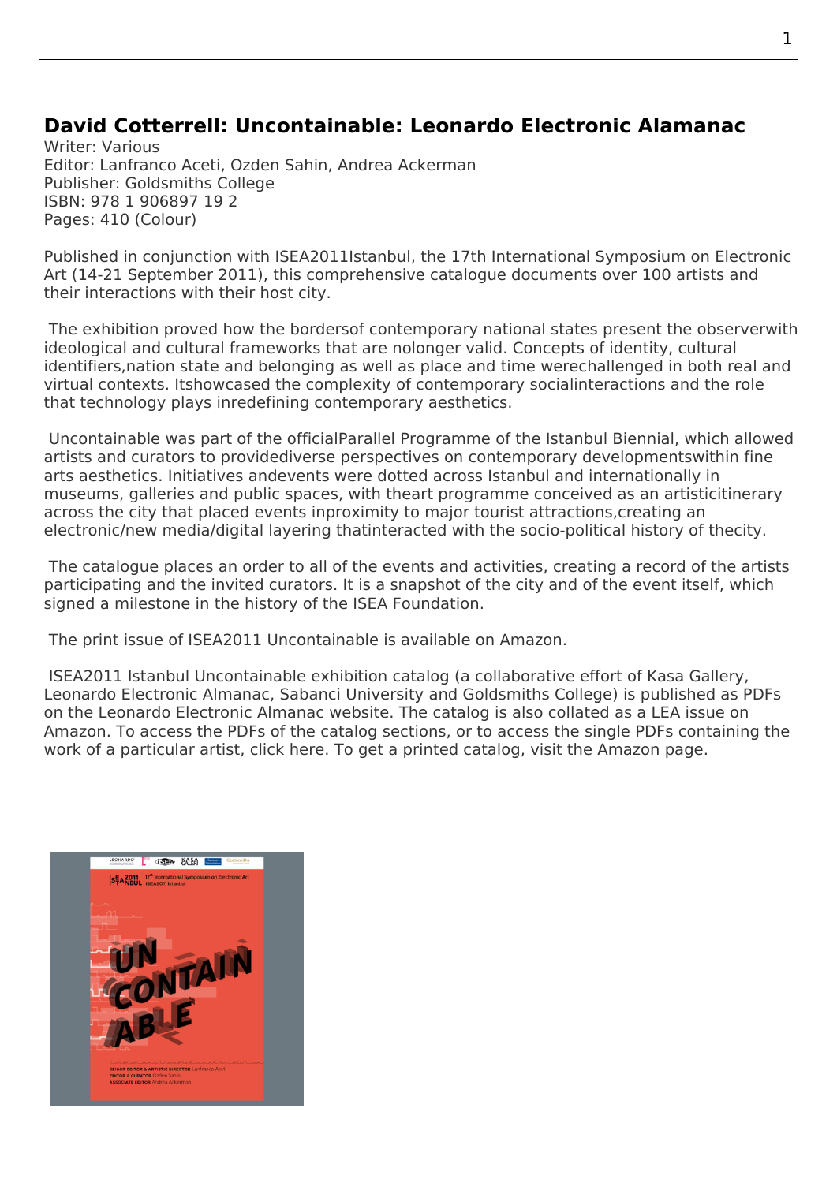## David Cotterrell: Uncontainable: Leonardo Electronic Alamanac

Writer: Various
Editor: Lanfranco Aceti, Ozden Sahin, Andrea Ackerman
Publisher: Goldsmiths College
ISBN: 978 1 906897 19 2
Pages: 410 (Colour)

Published in conjunction with ISEA2011Istanbul, the 17th International Symposium on Electronic Art (14-21 September 2011), this comprehensive catalogue documents over 100 artists and their interactions with their host city.

The exhibition proved how the bordersof contemporary national states present the observerwith ideological and cultural frameworks that are nolonger valid. Concepts of identity, cultural identifiers,nation state and belonging as well as place and time werechallenged in both real and virtual contexts. Itshowcased the complexity of contemporary socialinteractions and the role that technology plays inredefining contemporary aesthetics.

Uncontainable was part of the officialParallel Programme of the Istanbul Biennial, which allowed artists and curators to providediverse perspectives on contemporary developmentswithin fine arts aesthetics. Initiatives andevents were dotted across Istanbul and internationally in museums, galleries and public spaces, with theart programme conceived as an artisticitinerary across the city that placed events inproximity to major tourist attractions,creating an electronic/new media/digital layering thatinteracted with the socio-political history of thecity.

The catalogue places an order to all of the events and activities, creating a record of the artists participating and the invited curators. It is a snapshot of the city and of the event itself, which signed a milestone in the history of the ISEA Foundation.

The print issue of ISEA2011 Uncontainable is available on Amazon.

ISEA2011 Istanbul Uncontainable exhibition catalog (a collaborative effort of Kasa Gallery, Leonardo Electronic Almanac, Sabanci University and Goldsmiths College) is published as PDFs on the Leonardo Electronic Almanac website. The catalog is also collated as a LEA issue on Amazon. To access the PDFs of the catalog sections, or to access the single PDFs containing the work of a particular artist, click here. To get a printed catalog, visit the Amazon page.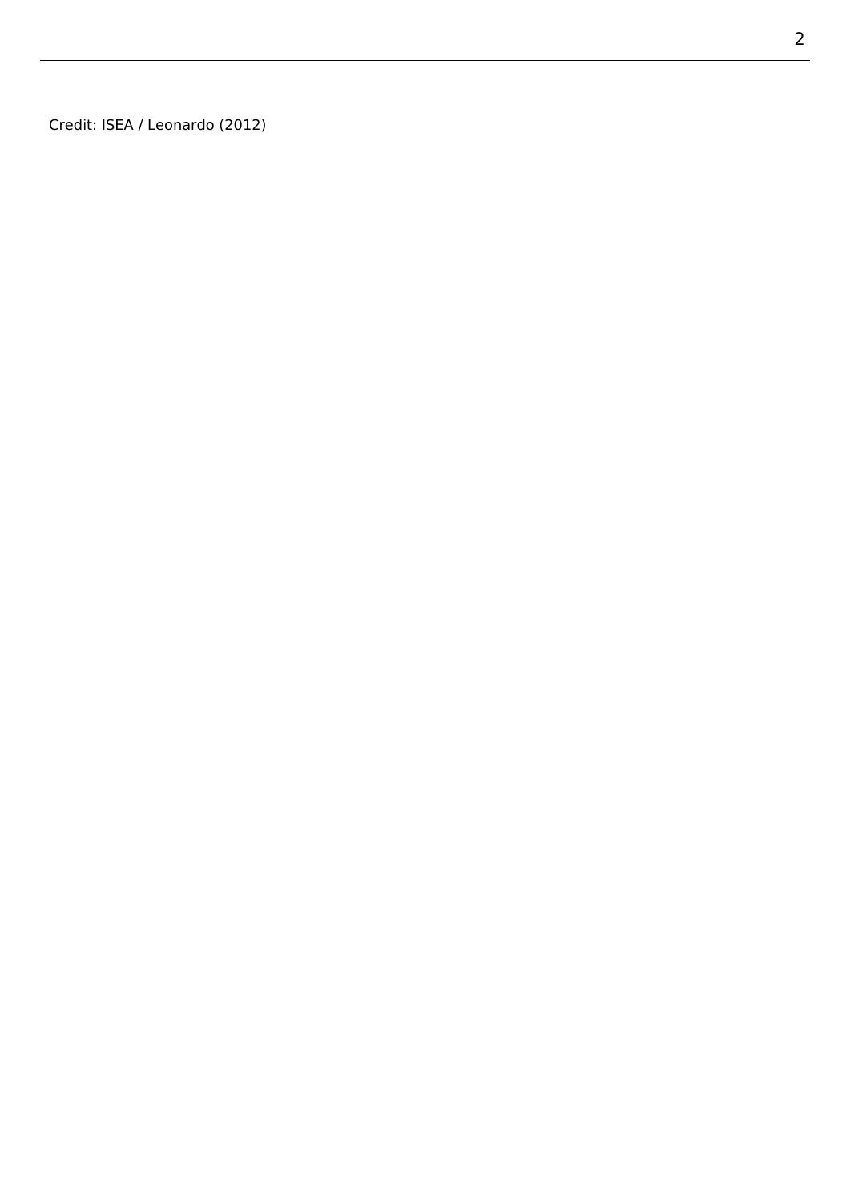Credit: ISEA / Leonardo (2012)